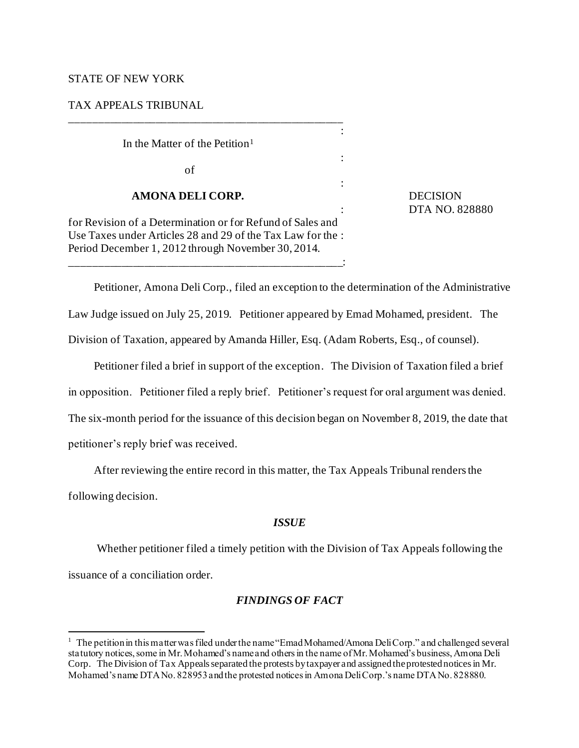STATE OF NEW YORK

TAX APPEALS TRIBUNAL

In the Matter of the Petition[1]

of

**AMONA DELI CORP.**

for Revision of a Determination or for Refund of Sales and Use Taxes under Articles 28 and 29 of the Tax Law for the Period December 1, 2012 through November 30, 2014.

DECISION
DTA NO. 828880

Petitioner, Amona Deli Corp., filed an exception to the determination of the Administrative Law Judge issued on July 25, 2019. Petitioner appeared by Emad Mohamed, president. The Division of Taxation, appeared by Amanda Hiller, Esq. (Adam Roberts, Esq., of counsel).

Petitioner filed a brief in support of the exception. The Division of Taxation filed a brief in opposition. Petitioner filed a reply brief. Petitioner's request for oral argument was denied. The six-month period for the issuance of this decision began on November 8, 2019, the date that petitioner's reply brief was received.

After reviewing the entire record in this matter, the Tax Appeals Tribunal renders the following decision.

## *ISSUE*

Whether petitioner filed a timely petition with the Division of Tax Appeals following the issuance of a conciliation order.

## *FINDINGS OF FACT*

[1] The petition in this matter was filed under the name "Emad Mohamed/Amona Deli Corp." and challenged several statutory notices, some in Mr. Mohamed's name and others in the name of Mr. Mohamed's business, Amona Deli Corp. The Division of Tax Appeals separated the protests by taxpayer and assigned the protested notices in Mr. Mohamed's name DTA No. 828953 and the protested notices in Amona Deli Corp.'s name DTA No. 828880.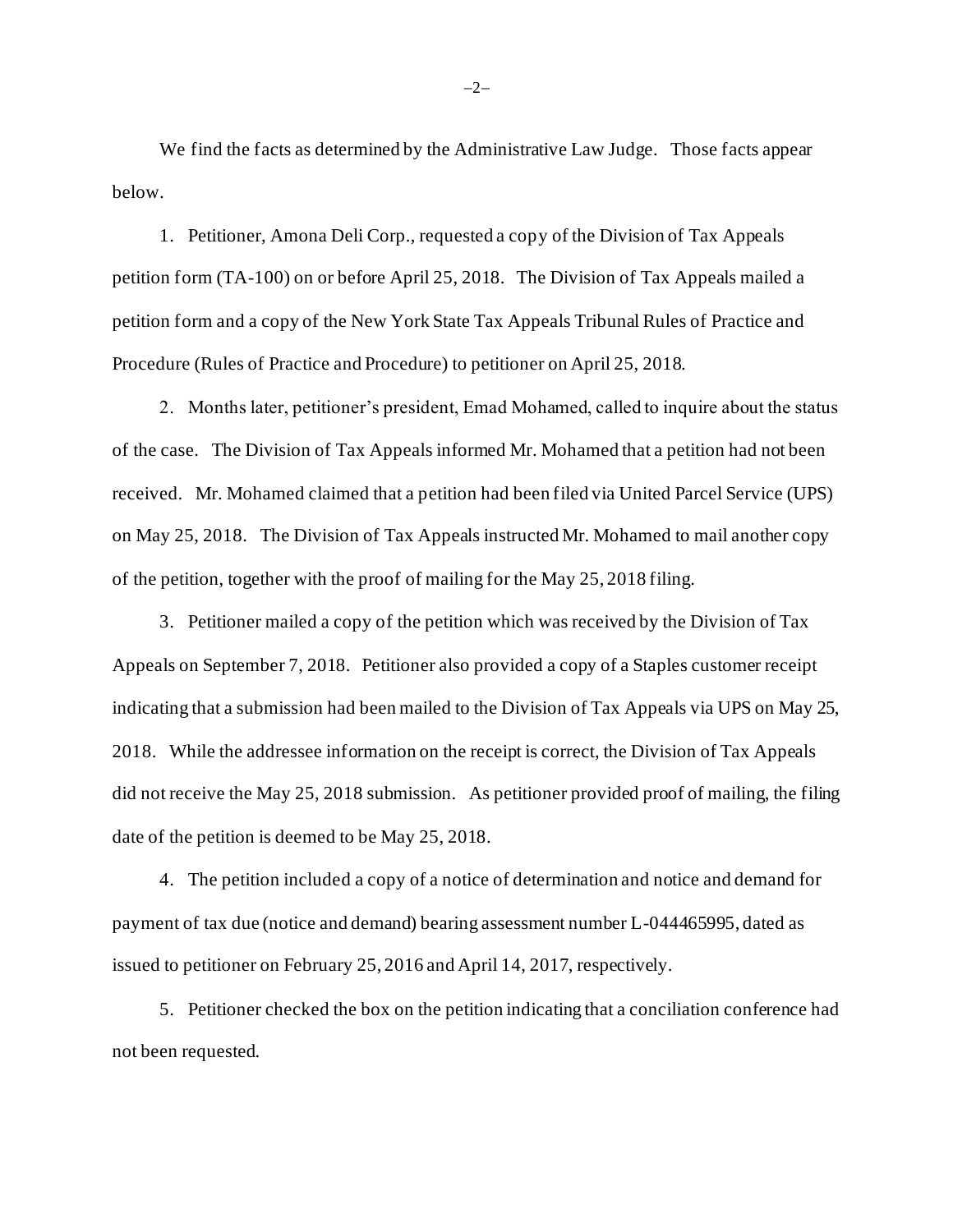We find the facts as determined by the Administrative Law Judge. Those facts appear below.

1. Petitioner, Amona Deli Corp., requested a copy of the Division of Tax Appeals petition form (TA-100) on or before April 25, 2018. The Division of Tax Appeals mailed a petition form and a copy of the New York State Tax Appeals Tribunal Rules of Practice and Procedure (Rules of Practice and Procedure) to petitioner on April 25, 2018.

2. Months later, petitioner's president, Emad Mohamed, called to inquire about the status of the case. The Division of Tax Appeals informed Mr. Mohamed that a petition had not been received. Mr. Mohamed claimed that a petition had been filed via United Parcel Service (UPS) on May 25, 2018. The Division of Tax Appeals instructed Mr. Mohamed to mail another copy of the petition, together with the proof of mailing for the May 25, 2018 filing.

3. Petitioner mailed a copy of the petition which was received by the Division of Tax Appeals on September 7, 2018. Petitioner also provided a copy of a Staples customer receipt indicating that a submission had been mailed to the Division of Tax Appeals via UPS on May 25, 2018. While the addressee information on the receipt is correct, the Division of Tax Appeals did not receive the May 25, 2018 submission. As petitioner provided proof of mailing, the filing date of the petition is deemed to be May 25, 2018.

4. The petition included a copy of a notice of determination and notice and demand for payment of tax due (notice and demand) bearing assessment number L-044465995, dated as issued to petitioner on February 25, 2016 and April 14, 2017, respectively.

5. Petitioner checked the box on the petition indicating that a conciliation conference had not been requested.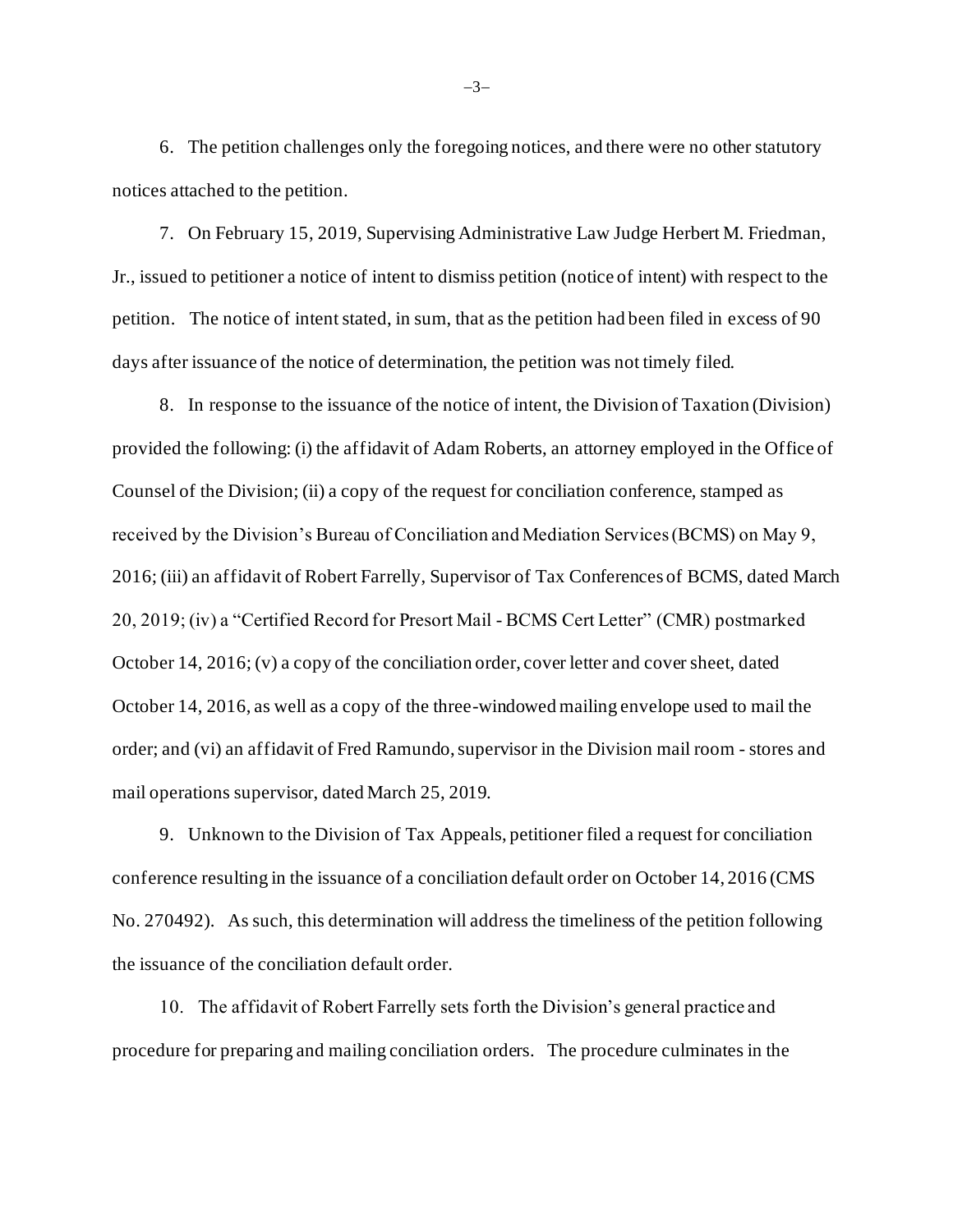6. The petition challenges only the foregoing notices, and there were no other statutory notices attached to the petition.

7. On February 15, 2019, Supervising Administrative Law Judge Herbert M. Friedman, Jr., issued to petitioner a notice of intent to dismiss petition (notice of intent) with respect to the petition. The notice of intent stated, in sum, that as the petition had been filed in excess of 90 days after issuance of the notice of determination, the petition was not timely filed.

8. In response to the issuance of the notice of intent, the Division of Taxation (Division) provided the following: (i) the affidavit of Adam Roberts, an attorney employed in the Office of Counsel of the Division; (ii) a copy of the request for conciliation conference, stamped as received by the Division's Bureau of Conciliation and Mediation Services (BCMS) on May 9, 2016; (iii) an affidavit of Robert Farrelly, Supervisor of Tax Conferences of BCMS, dated March 20, 2019; (iv) a "Certified Record for Presort Mail - BCMS Cert Letter" (CMR) postmarked October 14, 2016; (v) a copy of the conciliation order, cover letter and cover sheet, dated October 14, 2016, as well as a copy of the three-windowed mailing envelope used to mail the order; and (vi) an affidavit of Fred Ramundo, supervisor in the Division mail room - stores and mail operations supervisor, dated March 25, 2019.

9. Unknown to the Division of Tax Appeals, petitioner filed a request for conciliation conference resulting in the issuance of a conciliation default order on October 14, 2016 (CMS No. 270492). As such, this determination will address the timeliness of the petition following the issuance of the conciliation default order.

10. The affidavit of Robert Farrelly sets forth the Division's general practice and procedure for preparing and mailing conciliation orders. The procedure culminates in the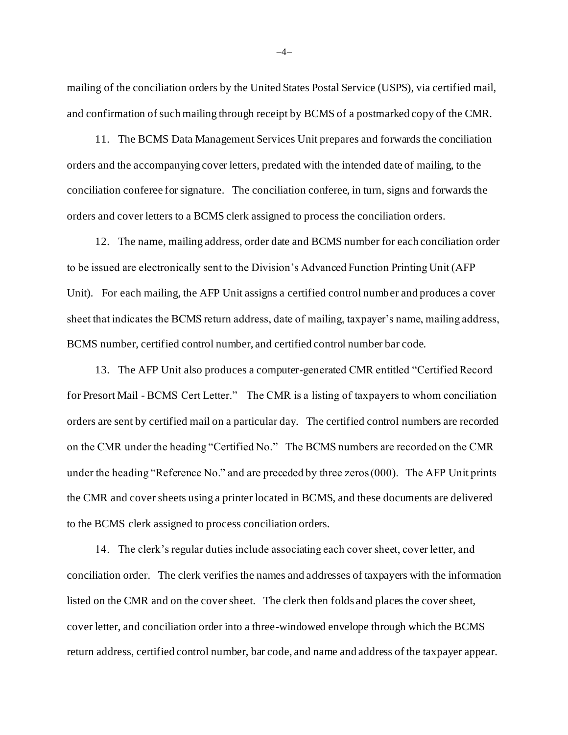mailing of the conciliation orders by the United States Postal Service (USPS), via certified mail, and confirmation of such mailing through receipt by BCMS of a postmarked copy of the CMR.

11. The BCMS Data Management Services Unit prepares and forwards the conciliation orders and the accompanying cover letters, predated with the intended date of mailing, to the conciliation conferee for signature. The conciliation conferee, in turn, signs and forwards the orders and cover letters to a BCMS clerk assigned to process the conciliation orders.

12. The name, mailing address, order date and BCMS number for each conciliation order to be issued are electronically sent to the Division's Advanced Function Printing Unit (AFP Unit). For each mailing, the AFP Unit assigns a certified control number and produces a cover sheet that indicates the BCMS return address, date of mailing, taxpayer's name, mailing address, BCMS number, certified control number, and certified control number bar code.

13. The AFP Unit also produces a computer-generated CMR entitled "Certified Record for Presort Mail - BCMS Cert Letter." The CMR is a listing of taxpayers to whom conciliation orders are sent by certified mail on a particular day. The certified control numbers are recorded on the CMR under the heading "Certified No." The BCMS numbers are recorded on the CMR under the heading "Reference No." and are preceded by three zeros (000). The AFP Unit prints the CMR and cover sheets using a printer located in BCMS, and these documents are delivered to the BCMS clerk assigned to process conciliation orders.

14. The clerk's regular duties include associating each cover sheet, cover letter, and conciliation order. The clerk verifies the names and addresses of taxpayers with the information listed on the CMR and on the cover sheet. The clerk then folds and places the cover sheet, cover letter, and conciliation order into a three-windowed envelope through which the BCMS return address, certified control number, bar code, and name and address of the taxpayer appear.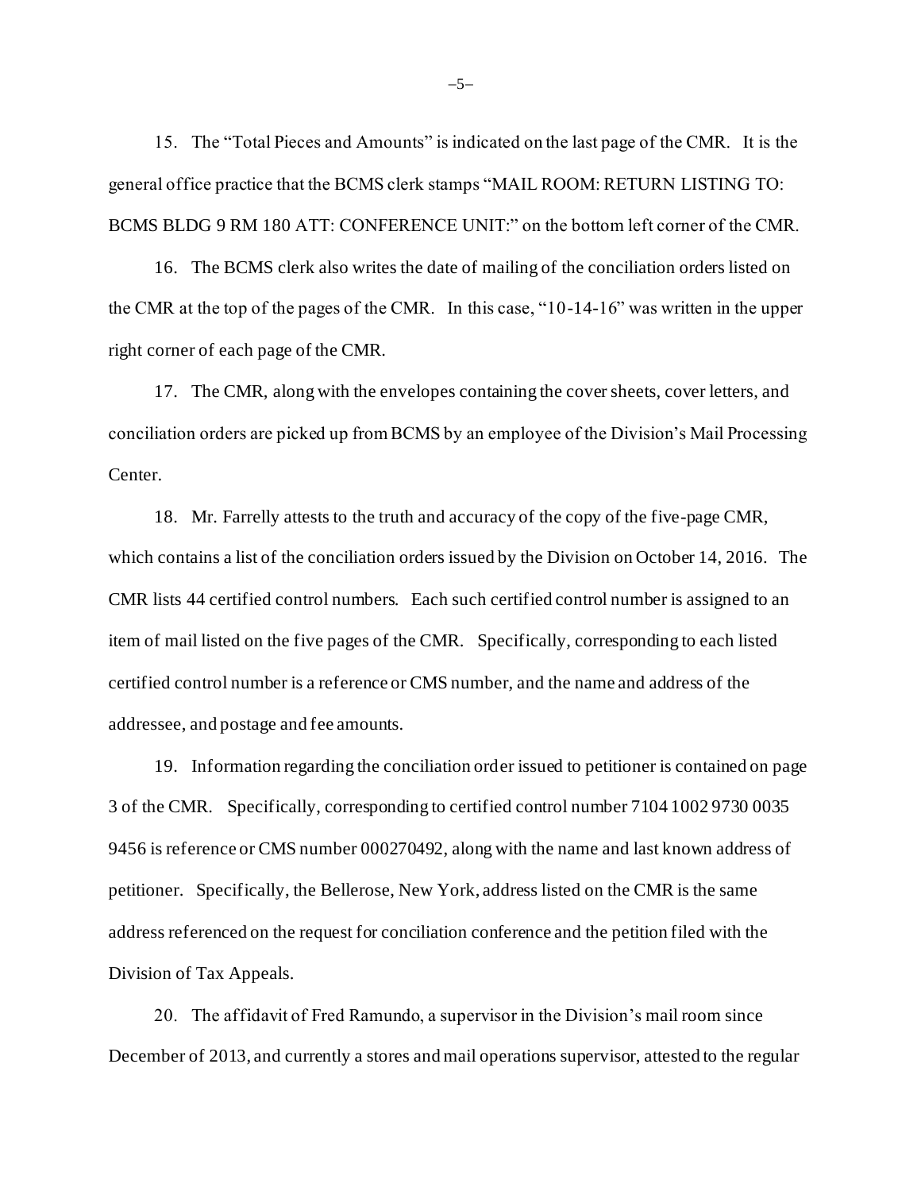15. The "Total Pieces and Amounts" is indicated on the last page of the CMR. It is the general office practice that the BCMS clerk stamps "MAIL ROOM: RETURN LISTING TO: BCMS BLDG 9 RM 180 ATT: CONFERENCE UNIT:" on the bottom left corner of the CMR.

16. The BCMS clerk also writes the date of mailing of the conciliation orders listed on the CMR at the top of the pages of the CMR. In this case, "10-14-16" was written in the upper right corner of each page of the CMR.

17. The CMR, along with the envelopes containing the cover sheets, cover letters, and conciliation orders are picked up from BCMS by an employee of the Division's Mail Processing Center.

18. Mr. Farrelly attests to the truth and accuracy of the copy of the five-page CMR, which contains a list of the conciliation orders issued by the Division on October 14, 2016. The CMR lists 44 certified control numbers. Each such certified control number is assigned to an item of mail listed on the five pages of the CMR. Specifically, corresponding to each listed certified control number is a reference or CMS number, and the name and address of the addressee, and postage and fee amounts.

19. Information regarding the conciliation order issued to petitioner is contained on page 3 of the CMR. Specifically, corresponding to certified control number 7104 1002 9730 0035 9456 is reference or CMS number 000270492, along with the name and last known address of petitioner. Specifically, the Bellerose, New York, address listed on the CMR is the same address referenced on the request for conciliation conference and the petition filed with the Division of Tax Appeals.

20. The affidavit of Fred Ramundo, a supervisor in the Division's mail room since December of 2013, and currently a stores and mail operations supervisor, attested to the regular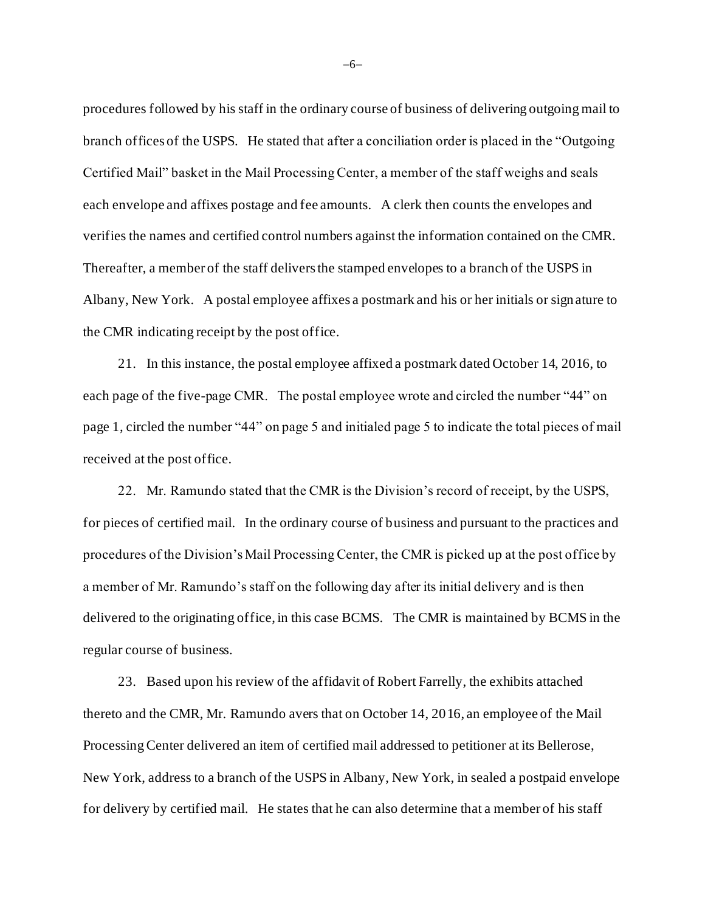procedures followed by his staff in the ordinary course of business of delivering outgoing mail to branch offices of the USPS. He stated that after a conciliation order is placed in the "Outgoing Certified Mail" basket in the Mail Processing Center, a member of the staff weighs and seals each envelope and affixes postage and fee amounts. A clerk then counts the envelopes and verifies the names and certified control numbers against the information contained on the CMR. Thereafter, a member of the staff delivers the stamped envelopes to a branch of the USPS in Albany, New York. A postal employee affixes a postmark and his or her initials or signature to the CMR indicating receipt by the post office.

21. In this instance, the postal employee affixed a postmark dated October 14, 2016, to each page of the five-page CMR. The postal employee wrote and circled the number "44" on page 1, circled the number "44" on page 5 and initialed page 5 to indicate the total pieces of mail received at the post office.

22. Mr. Ramundo stated that the CMR is the Division's record of receipt, by the USPS, for pieces of certified mail. In the ordinary course of business and pursuant to the practices and procedures of the Division's Mail Processing Center, the CMR is picked up at the post office by a member of Mr. Ramundo's staff on the following day after its initial delivery and is then delivered to the originating office, in this case BCMS. The CMR is maintained by BCMS in the regular course of business.

23. Based upon his review of the affidavit of Robert Farrelly, the exhibits attached thereto and the CMR, Mr. Ramundo avers that on October 14, 2016, an employee of the Mail Processing Center delivered an item of certified mail addressed to petitioner at its Bellerose, New York, address to a branch of the USPS in Albany, New York, in sealed a postpaid envelope for delivery by certified mail. He states that he can also determine that a member of his staff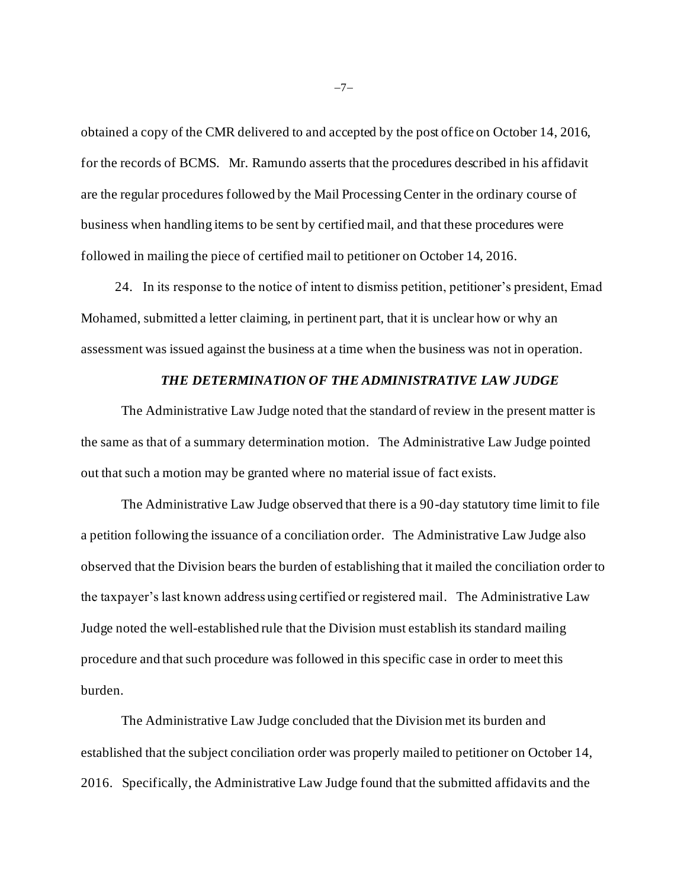obtained a copy of the CMR delivered to and accepted by the post office on October 14, 2016, for the records of BCMS. Mr. Ramundo asserts that the procedures described in his affidavit are the regular procedures followed by the Mail Processing Center in the ordinary course of business when handling items to be sent by certified mail, and that these procedures were followed in mailing the piece of certified mail to petitioner on October 14, 2016.

24. In its response to the notice of intent to dismiss petition, petitioner's president, Emad Mohamed, submitted a letter claiming, in pertinent part, that it is unclear how or why an assessment was issued against the business at a time when the business was not in operation.

## *THE DETERMINATION OF THE ADMINISTRATIVE LAW JUDGE*

The Administrative Law Judge noted that the standard of review in the present matter is the same as that of a summary determination motion. The Administrative Law Judge pointed out that such a motion may be granted where no material issue of fact exists.

The Administrative Law Judge observed that there is a 90-day statutory time limit to file a petition following the issuance of a conciliation order. The Administrative Law Judge also observed that the Division bears the burden of establishing that it mailed the conciliation order to the taxpayer's last known address using certified or registered mail. The Administrative Law Judge noted the well-established rule that the Division must establish its standard mailing procedure and that such procedure was followed in this specific case in order to meet this burden.

The Administrative Law Judge concluded that the Division met its burden and established that the subject conciliation order was properly mailed to petitioner on October 14, 2016. Specifically, the Administrative Law Judge found that the submitted affidavits and the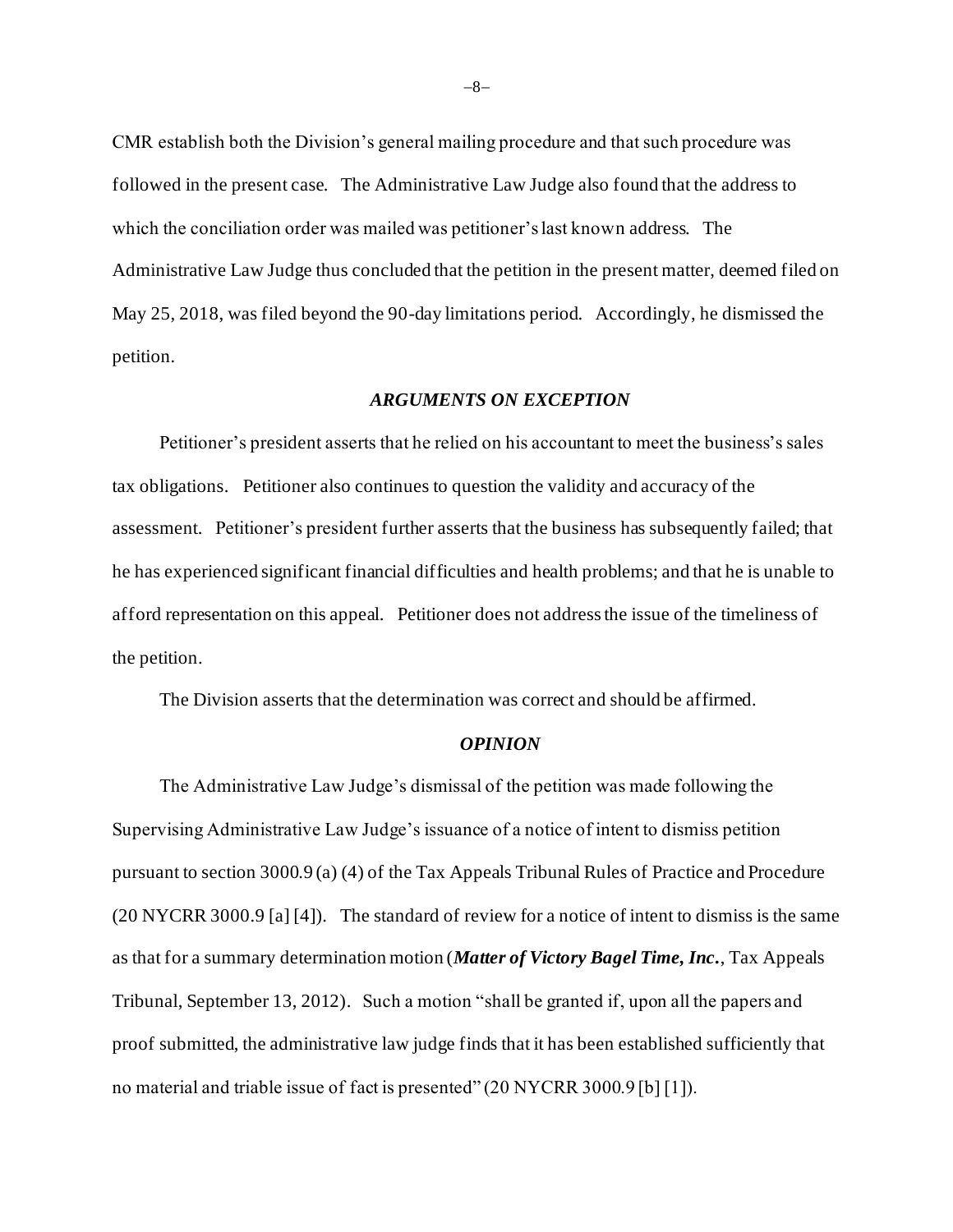CMR establish both the Division's general mailing procedure and that such procedure was followed in the present case. The Administrative Law Judge also found that the address to which the conciliation order was mailed was petitioner's last known address. The Administrative Law Judge thus concluded that the petition in the present matter, deemed filed on May 25, 2018, was filed beyond the 90-day limitations period. Accordingly, he dismissed the petition.

### *ARGUMENTS ON EXCEPTION*

Petitioner's president asserts that he relied on his accountant to meet the business's sales tax obligations. Petitioner also continues to question the validity and accuracy of the assessment. Petitioner's president further asserts that the business has subsequently failed; that he has experienced significant financial difficulties and health problems; and that he is unable to afford representation on this appeal. Petitioner does not address the issue of the timeliness of the petition.

The Division asserts that the determination was correct and should be affirmed.

### *OPINION*

The Administrative Law Judge's dismissal of the petition was made following the Supervising Administrative Law Judge's issuance of a notice of intent to dismiss petition pursuant to section 3000.9 (a) (4) of the Tax Appeals Tribunal Rules of Practice and Procedure (20 NYCRR 3000.9 [a] [4]). The standard of review for a notice of intent to dismiss is the same as that for a summary determination motion (***Matter of Victory Bagel Time, Inc.***, Tax Appeals Tribunal, September 13, 2012). Such a motion "shall be granted if, upon all the papers and proof submitted, the administrative law judge finds that it has been established sufficiently that no material and triable issue of fact is presented" (20 NYCRR 3000.9 [b] [1]).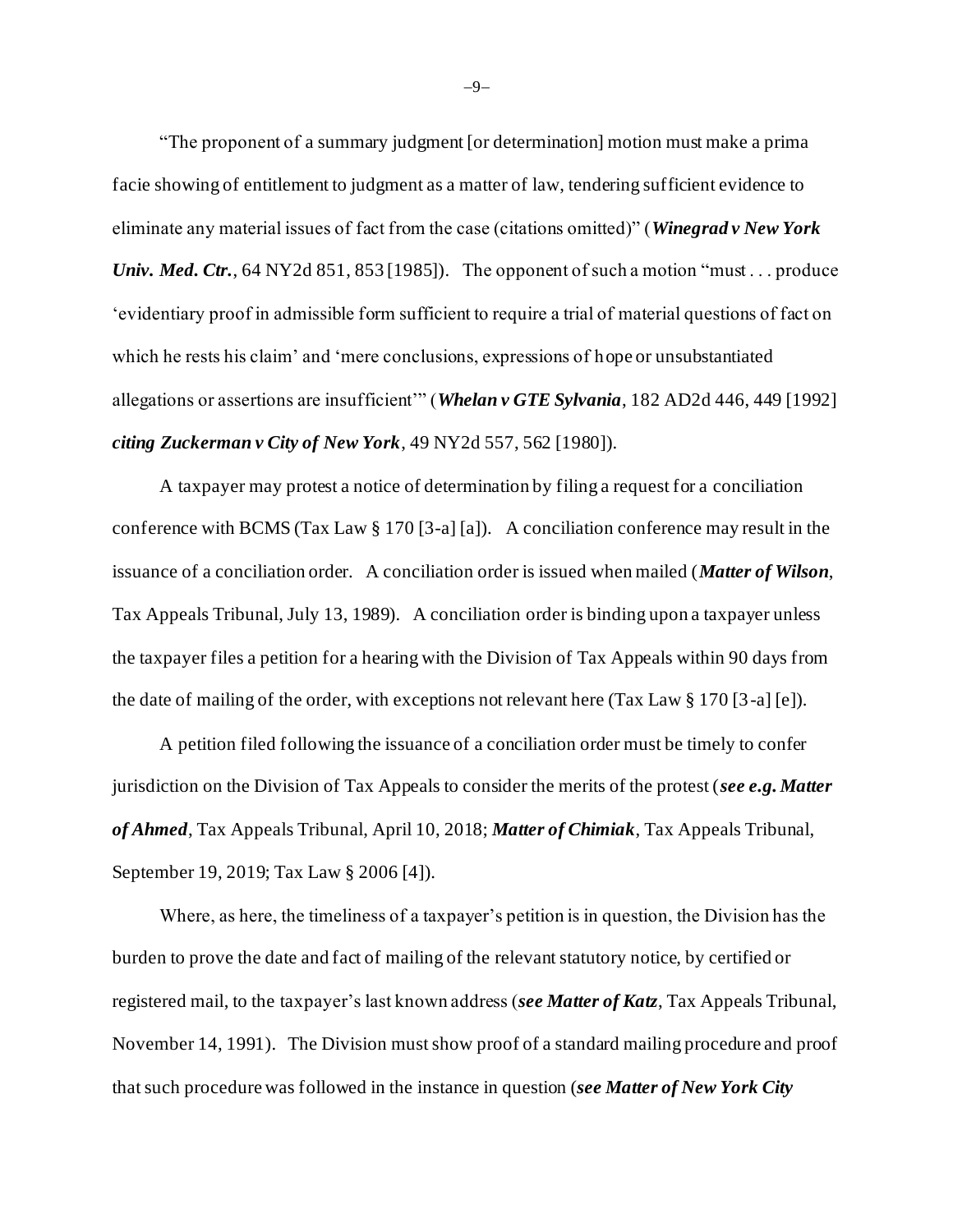"The proponent of a summary judgment [or determination] motion must make a prima facie showing of entitlement to judgment as a matter of law, tendering sufficient evidence to eliminate any material issues of fact from the case (citations omitted)" (***Winegrad v New York Univ. Med. Ctr.***, 64 NY2d 851, 853 [1985]). The opponent of such a motion "must . . . produce 'evidentiary proof in admissible form sufficient to require a trial of material questions of fact on which he rests his claim' and 'mere conclusions, expressions of hope or unsubstantiated allegations or assertions are insufficient'" (***Whelan v GTE Sylvania***, 182 AD2d 446, 449 [1992] ***citing Zuckerman v City of New York***, 49 NY2d 557, 562 [1980]).

A taxpayer may protest a notice of determination by filing a request for a conciliation conference with BCMS (Tax Law § 170 [3-a] [a]). A conciliation conference may result in the issuance of a conciliation order. A conciliation order is issued when mailed (***Matter of Wilson***, Tax Appeals Tribunal, July 13, 1989). A conciliation order is binding upon a taxpayer unless the taxpayer files a petition for a hearing with the Division of Tax Appeals within 90 days from the date of mailing of the order, with exceptions not relevant here (Tax Law § 170 [3-a] [e]).

A petition filed following the issuance of a conciliation order must be timely to confer jurisdiction on the Division of Tax Appeals to consider the merits of the protest (***see e.g. Matter of Ahmed***, Tax Appeals Tribunal, April 10, 2018; ***Matter of Chimiak***, Tax Appeals Tribunal, September 19, 2019; Tax Law § 2006 [4]).

Where, as here, the timeliness of a taxpayer's petition is in question, the Division has the burden to prove the date and fact of mailing of the relevant statutory notice, by certified or registered mail, to the taxpayer's last known address (***see Matter of Katz***, Tax Appeals Tribunal, November 14, 1991). The Division must show proof of a standard mailing procedure and proof that such procedure was followed in the instance in question (***see Matter of New York City***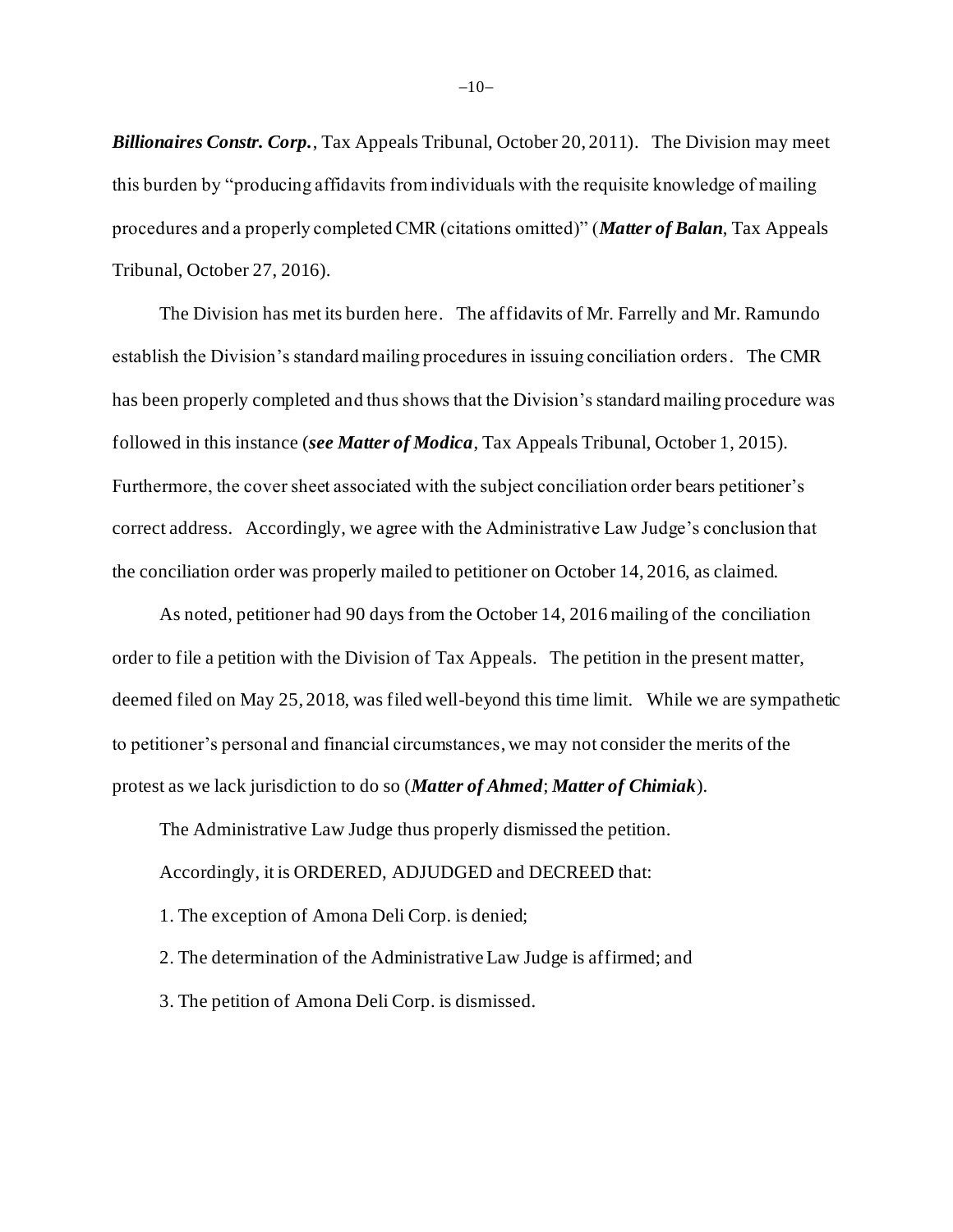***Billionaires Constr. Corp.***, Tax Appeals Tribunal, October 20, 2011). The Division may meet this burden by "producing affidavits from individuals with the requisite knowledge of mailing procedures and a properly completed CMR (citations omitted)" (***Matter of Balan***, Tax Appeals Tribunal, October 27, 2016).

The Division has met its burden here. The affidavits of Mr. Farrelly and Mr. Ramundo establish the Division's standard mailing procedures in issuing conciliation orders. The CMR has been properly completed and thus shows that the Division's standard mailing procedure was followed in this instance (***see Matter of Modica***, Tax Appeals Tribunal, October 1, 2015). Furthermore, the cover sheet associated with the subject conciliation order bears petitioner's correct address. Accordingly, we agree with the Administrative Law Judge's conclusion that the conciliation order was properly mailed to petitioner on October 14, 2016, as claimed.

As noted, petitioner had 90 days from the October 14, 2016 mailing of the conciliation order to file a petition with the Division of Tax Appeals. The petition in the present matter, deemed filed on May 25, 2018, was filed well-beyond this time limit. While we are sympathetic to petitioner's personal and financial circumstances, we may not consider the merits of the protest as we lack jurisdiction to do so (***Matter of Ahmed***; ***Matter of Chimiak***).

The Administrative Law Judge thus properly dismissed the petition.

Accordingly, it is ORDERED, ADJUDGED and DECREED that:

1. The exception of Amona Deli Corp. is denied;

2. The determination of the Administrative Law Judge is affirmed; and

3. The petition of Amona Deli Corp. is dismissed.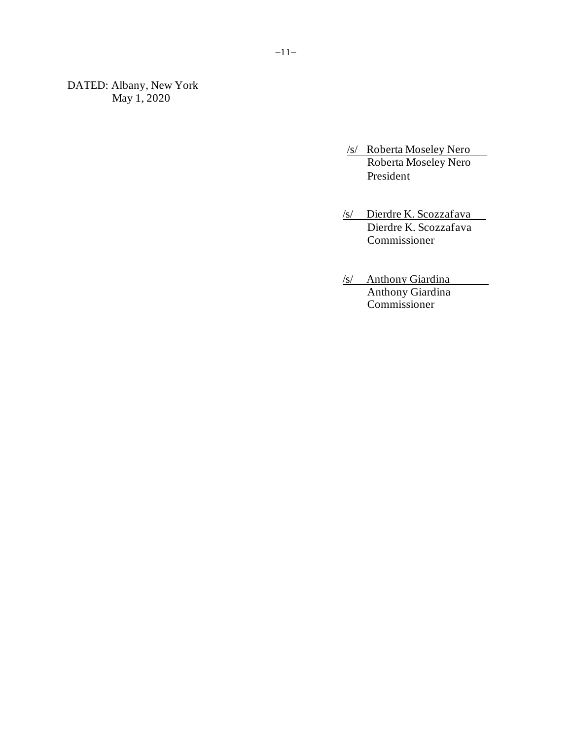DATED: Albany, New York
May 1, 2020

/s/ Roberta Moseley Nero
Roberta Moseley Nero
President

/s/ Dierdre K. Scozzafava
Dierdre K. Scozzafava
Commissioner

/s/ Anthony Giardina
Anthony Giardina
Commissioner